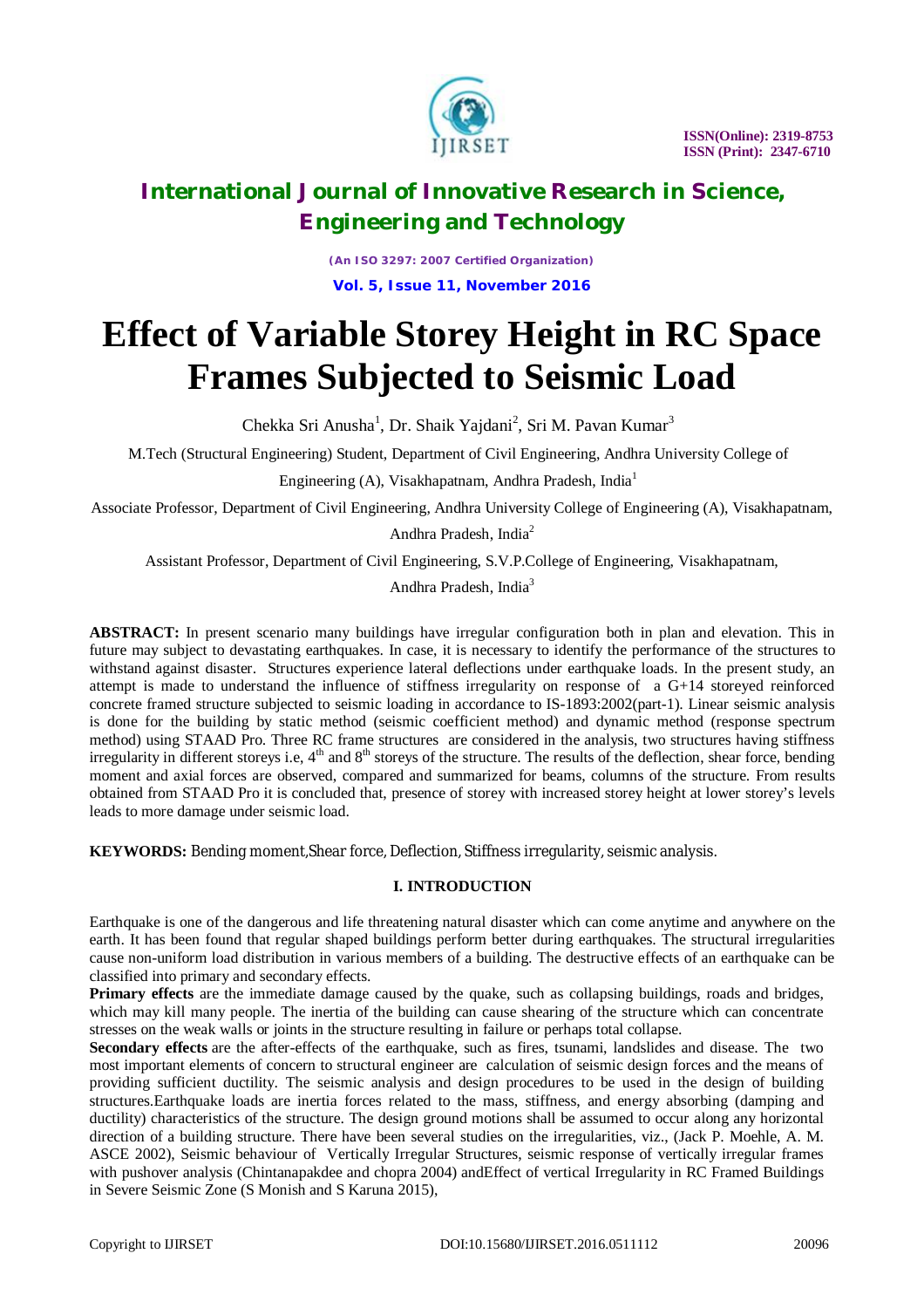# Effect of Variable Storey Height in RC Space Frames Subjected to Seismic Load

Chekka Sri Anusha[1], Dr. Shaik Yajdani[2], Sri M. Pavan Kumar[3]

M.Tech (Structural Engineering) Student, Department of Civil Engineering, Andhra University College of Engineering (A), Visakhapatnam, Andhra Pradesh, India[1]

Associate Professor, Department of Civil Engineering, Andhra University College of Engineering (A), Visakhapatnam, Andhra Pradesh, India[2]

Assistant Professor, Department of Civil Engineering, S.V.P.College of Engineering, Visakhapatnam, Andhra Pradesh, India[3]

**ABSTRACT:** In present scenario many buildings have irregular configuration both in plan and elevation. This in future may subject to devastating earthquakes. In case, it is necessary to identify the performance of the structures to withstand against disaster. Structures experience lateral deflections under earthquake loads. In the present study, an attempt is made to understand the influence of stiffness irregularity on response of a G+14 storeyed reinforced concrete framed structure subjected to seismic loading in accordance to IS-1893:2002(part-1). Linear seismic analysis is done for the building by static method (seismic coefficient method) and dynamic method (response spectrum method) using STAAD Pro. Three RC frame structures are considered in the analysis, two structures having stiffness irregularity in different storeys i.e, 4th and 8th storeys of the structure. The results of the deflection, shear force, bending moment and axial forces are observed, compared and summarized for beams, columns of the structure. From results obtained from STAAD Pro it is concluded that, presence of storey with increased storey height at lower storey's levels leads to more damage under seismic load.

**KEYWORDS:** Bending moment,Shear force, Deflection, Stiffness irregularity, seismic analysis.

## I. INTRODUCTION

Earthquake is one of the dangerous and life threatening natural disaster which can come anytime and anywhere on the earth. It has been found that regular shaped buildings perform better during earthquakes. The structural irregularities cause non-uniform load distribution in various members of a building. The destructive effects of an earthquake can be classified into primary and secondary effects.

**Primary effects** are the immediate damage caused by the quake, such as collapsing buildings, roads and bridges, which may kill many people. The inertia of the building can cause shearing of the structure which can concentrate stresses on the weak walls or joints in the structure resulting in failure or perhaps total collapse.

**Secondary effects** are the after-effects of the earthquake, such as fires, tsunami, landslides and disease. The two most important elements of concern to structural engineer are calculation of seismic design forces and the means of providing sufficient ductility. The seismic analysis and design procedures to be used in the design of building structures.Earthquake loads are inertia forces related to the mass, stiffness, and energy absorbing (damping and ductility) characteristics of the structure. The design ground motions shall be assumed to occur along any horizontal direction of a building structure. There have been several studies on the irregularities, viz., (Jack P. Moehle, A. M. ASCE 2002), Seismic behaviour of Vertically Irregular Structures, seismic response of vertically irregular frames with pushover analysis (Chintanapakdee and chopra 2004) andEffect of vertical Irregularity in RC Framed Buildings in Severe Seismic Zone (S Monish and S Karuna 2015),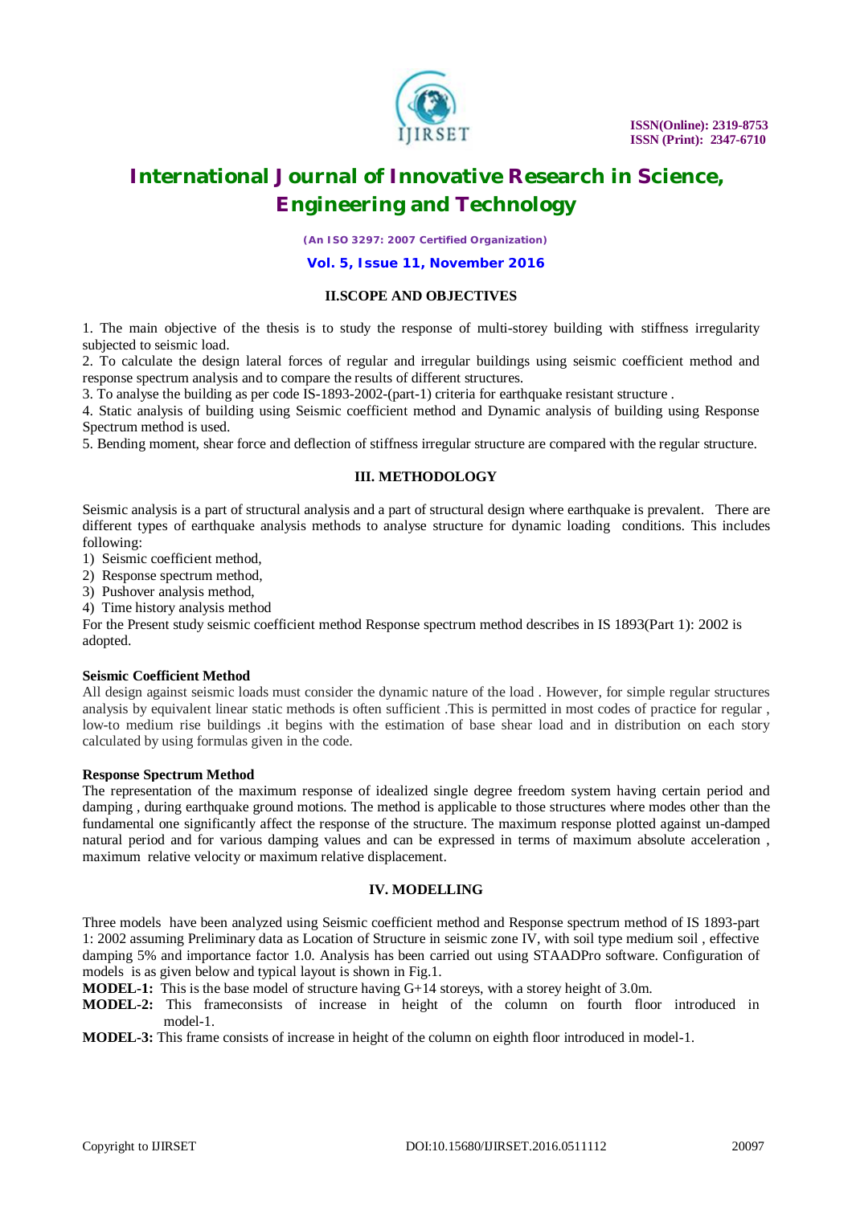## II. SCOPE AND OBJECTIVES

1. The main objective of the thesis is to study the response of multi-storey building with stiffness irregularity subjected to seismic load.
2. To calculate the design lateral forces of regular and irregular buildings using seismic coefficient method and response spectrum analysis and to compare the results of different structures.
3. To analyse the building as per code IS-1893-2002-(part-1) criteria for earthquake resistant structure .
4. Static analysis of building using Seismic coefficient method and Dynamic analysis of building using Response Spectrum method is used.
5. Bending moment, shear force and deflection of stiffness irregular structure are compared with the regular structure.

## III. METHODOLOGY

Seismic analysis is a part of structural analysis and a part of structural design where earthquake is prevalent. There are different types of earthquake analysis methods to analyse structure for dynamic loading conditions. This includes following:

1) Seismic coefficient method,
2) Response spectrum method,
3) Pushover analysis method,
4) Time history analysis method

For the Present study seismic coefficient method Response spectrum method describes in IS 1893(Part 1): 2002 is adopted.

**Seismic Coefficient Method**

All design against seismic loads must consider the dynamic nature of the load . However, for simple regular structures analysis by equivalent linear static methods is often sufficient .This is permitted in most codes of practice for regular , low-to medium rise buildings .it begins with the estimation of base shear load and in distribution on each story calculated by using formulas given in the code.

**Response Spectrum Method**

The representation of the maximum response of idealized single degree freedom system having certain period and damping , during earthquake ground motions. The method is applicable to those structures where modes other than the fundamental one significantly affect the response of the structure. The maximum response plotted against un-damped natural period and for various damping values and can be expressed in terms of maximum absolute acceleration , maximum relative velocity or maximum relative displacement.

## IV. MODELLING

Three models have been analyzed using Seismic coefficient method and Response spectrum method of IS 1893-part 1: 2002 assuming Preliminary data as Location of Structure in seismic zone IV, with soil type medium soil , effective damping 5% and importance factor 1.0. Analysis has been carried out using STAADPro software. Configuration of models is as given below and typical layout is shown in Fig.1.

**MODEL-1:** This is the base model of structure having G+14 storeys, with a storey height of 3.0m.

**MODEL-2:** This frameconsists of increase in height of the column on fourth floor introduced in model-1.

**MODEL-3:** This frame consists of increase in height of the column on eighth floor introduced in model-1.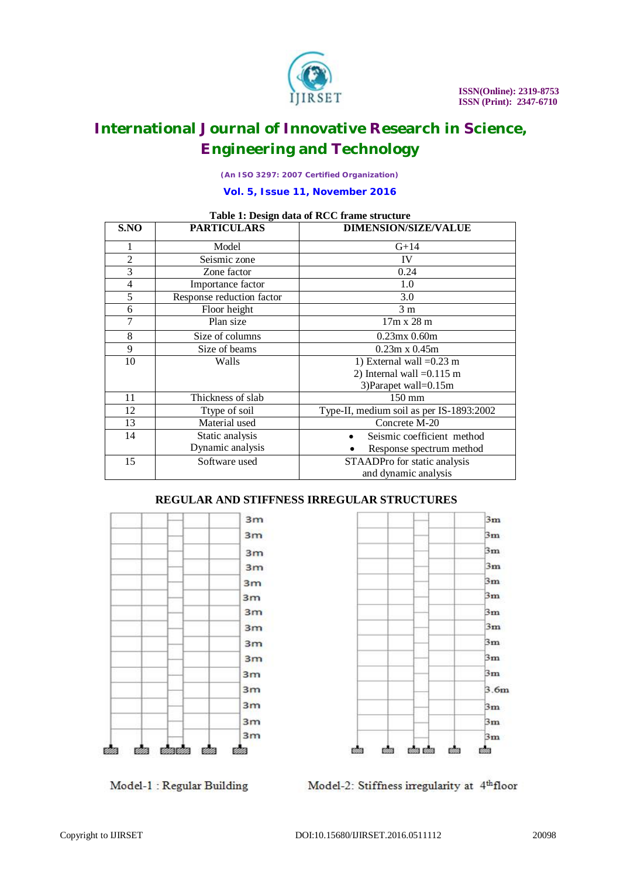Table 1: Design data of RCC frame structure

| S.NO | PARTICULARS | DIMENSION/SIZE/VALUE |
|---|---|---|
| 1 | Model | G+14 |
| 2 | Seismic zone | IV |
| 3 | Zone factor | 0.24 |
| 4 | Importance factor | 1.0 |
| 5 | Response reduction factor | 3.0 |
| 6 | Floor height | 3 m |
| 7 | Plan size | 17m x 28 m |
| 8 | Size of columns | 0.23mx 0.60m |
| 9 | Size of beams | 0.23m x 0.45m |
| 10 | Walls | 1) External wall =0.23 m<br>2) Internal wall =0.115 m<br>3)Parapet wall=0.15m |
| 11 | Thickness of slab | 150 mm |
| 12 | Ttype of soil | Type-II, medium soil as per IS-1893:2002 |
| 13 | Material used | Concrete M-20 |
| 14 | Static analysis<br>Dynamic analysis | • Seismic coefficient method<br>• Response spectrum method |
| 15 | Software used | STAADPro for static analysis and dynamic analysis |

**REGULAR AND STIFFNESS IRREGULAR STRUCTURES**

Model-1 : Regular Building

Model-2: Stiffness irregularity at 4th floor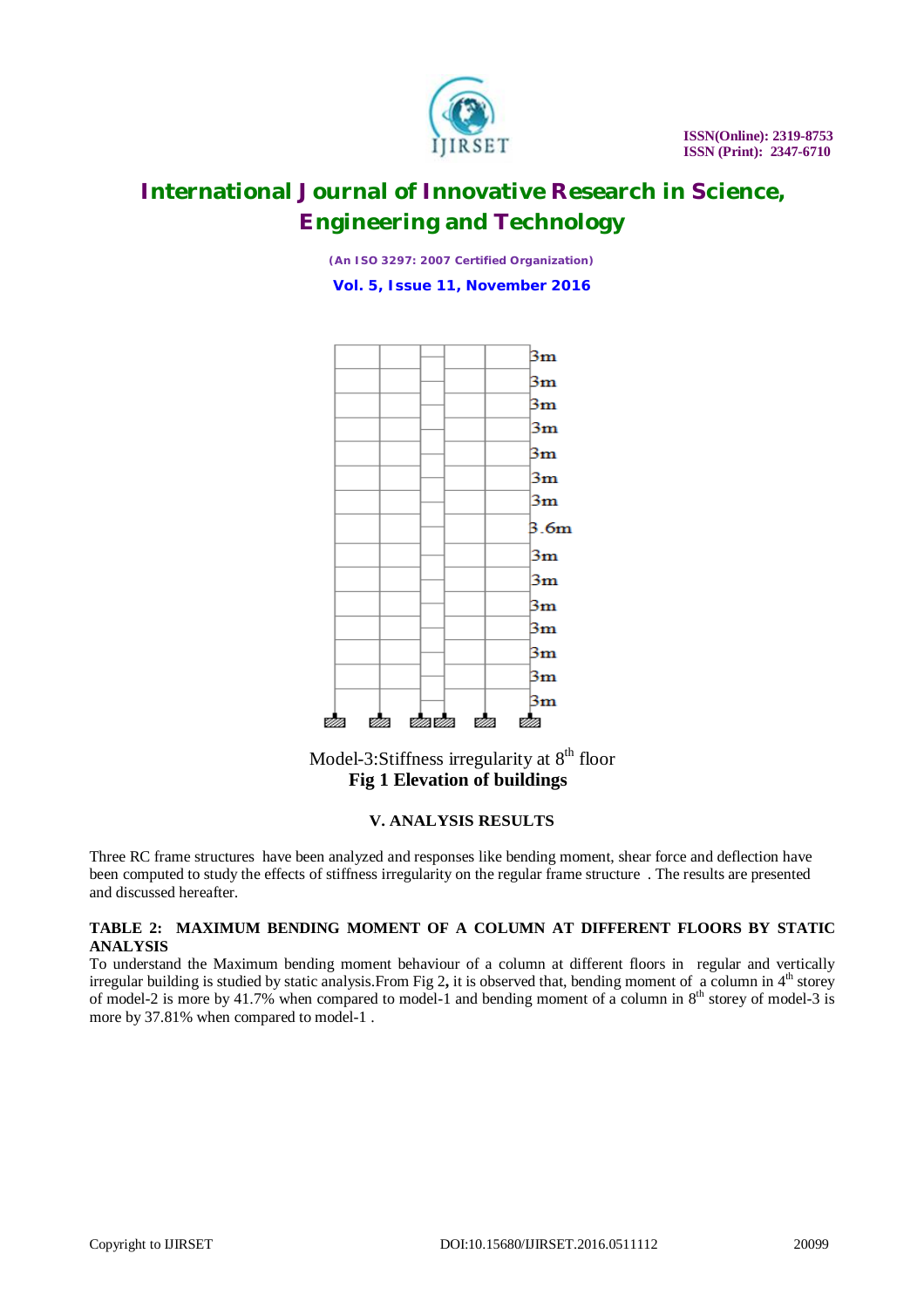Model-3:Stiffness irregularity at 8th floor

**Fig 1 Elevation of buildings**

## V. ANALYSIS RESULTS

Three RC frame structures have been analyzed and responses like bending moment, shear force and deflection have been computed to study the effects of stiffness irregularity on the regular frame structure . The results are presented and discussed hereafter.

**TABLE 2: MAXIMUM BENDING MOMENT OF A COLUMN AT DIFFERENT FLOORS BY STATIC ANALYSIS**

To understand the Maximum bending moment behaviour of a column at different floors in regular and vertically irregular building is studied by static analysis.From Fig 2**,** it is observed that, bending moment of a column in 4th storey of model-2 is more by 41.7% when compared to model-1 and bending moment of a column in 8th storey of model-3 is more by 37.81% when compared to model-1 .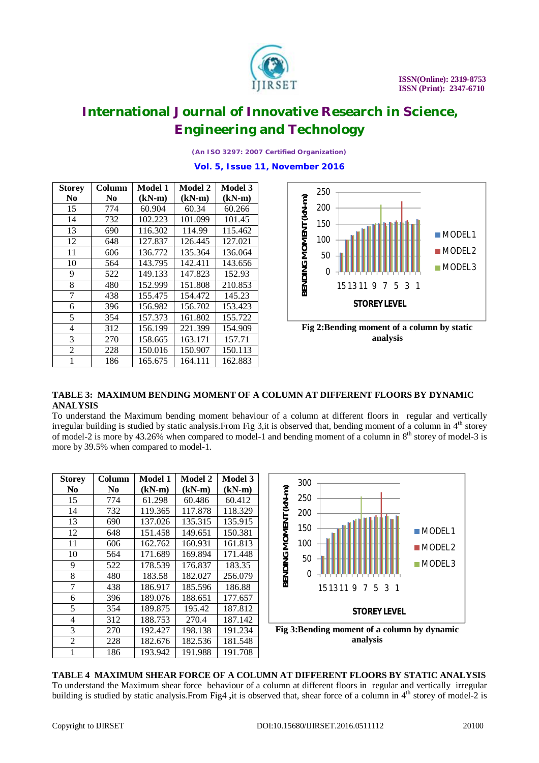| Storey No | Column No | Model 1 (kN-m) | Model 2 (kN-m) | Model 3 (kN-m) |
|---|---|---|---|---|
| 15 | 774 | 60.904 | 60.34 | 60.266 |
| 14 | 732 | 102.223 | 101.099 | 101.45 |
| 13 | 690 | 116.302 | 114.99 | 115.462 |
| 12 | 648 | 127.837 | 126.445 | 127.021 |
| 11 | 606 | 136.772 | 135.364 | 136.064 |
| 10 | 564 | 143.795 | 142.411 | 143.656 |
| 9 | 522 | 149.133 | 147.823 | 152.93 |
| 8 | 480 | 152.999 | 151.808 | 210.853 |
| 7 | 438 | 155.475 | 154.472 | 145.23 |
| 6 | 396 | 156.982 | 156.702 | 153.423 |
| 5 | 354 | 157.373 | 161.802 | 155.722 |
| 4 | 312 | 156.199 | 221.399 | 154.909 |
| 3 | 270 | 158.665 | 163.171 | 157.71 |
| 2 | 228 | 150.016 | 150.907 | 150.113 |
| 1 | 186 | 165.675 | 164.111 | 162.883 |

**Fig 2:Bending moment of a column by static analysis**

**TABLE 3: MAXIMUM BENDING MOMENT OF A COLUMN AT DIFFERENT FLOORS BY DYNAMIC ANALYSIS**

To understand the Maximum bending moment behaviour of a column at different floors in regular and vertically irregular building is studied by static analysis.From Fig 3,it is observed that, bending moment of a column in 4[th] storey of model-2 is more by 43.26% when compared to model-1 and bending moment of a column in 8[th] storey of model-3 is more by 39.5% when compared to model-1.

| Storey No | Column No | Model 1 (kN-m) | Model 2 (kN-m) | Model 3 (kN-m) |
|---|---|---|---|---|
| 15 | 774 | 61.298 | 60.486 | 60.412 |
| 14 | 732 | 119.365 | 117.878 | 118.329 |
| 13 | 690 | 137.026 | 135.315 | 135.915 |
| 12 | 648 | 151.458 | 149.651 | 150.381 |
| 11 | 606 | 162.762 | 160.931 | 161.813 |
| 10 | 564 | 171.689 | 169.894 | 171.448 |
| 9 | 522 | 178.539 | 176.837 | 183.35 |
| 8 | 480 | 183.58 | 182.027 | 256.079 |
| 7 | 438 | 186.917 | 185.596 | 186.88 |
| 6 | 396 | 189.076 | 188.651 | 177.657 |
| 5 | 354 | 189.875 | 195.42 | 187.812 |
| 4 | 312 | 188.753 | 270.4 | 187.142 |
| 3 | 270 | 192.427 | 198.138 | 191.234 |
| 2 | 228 | 182.676 | 182.536 | 181.548 |
| 1 | 186 | 193.942 | 191.988 | 191.708 |

**Fig 3:Bending moment of a column by dynamic analysis**

**TABLE 4 MAXIMUM SHEAR FORCE OF A COLUMN AT DIFFERENT FLOORS BY STATIC ANALYSIS**

To understand the Maximum shear force behaviour of a column at different floors in regular and vertically irregular building is studied by static analysis.From Fig4 **,**it is observed that, shear force of a column in 4[th] storey of model-2 is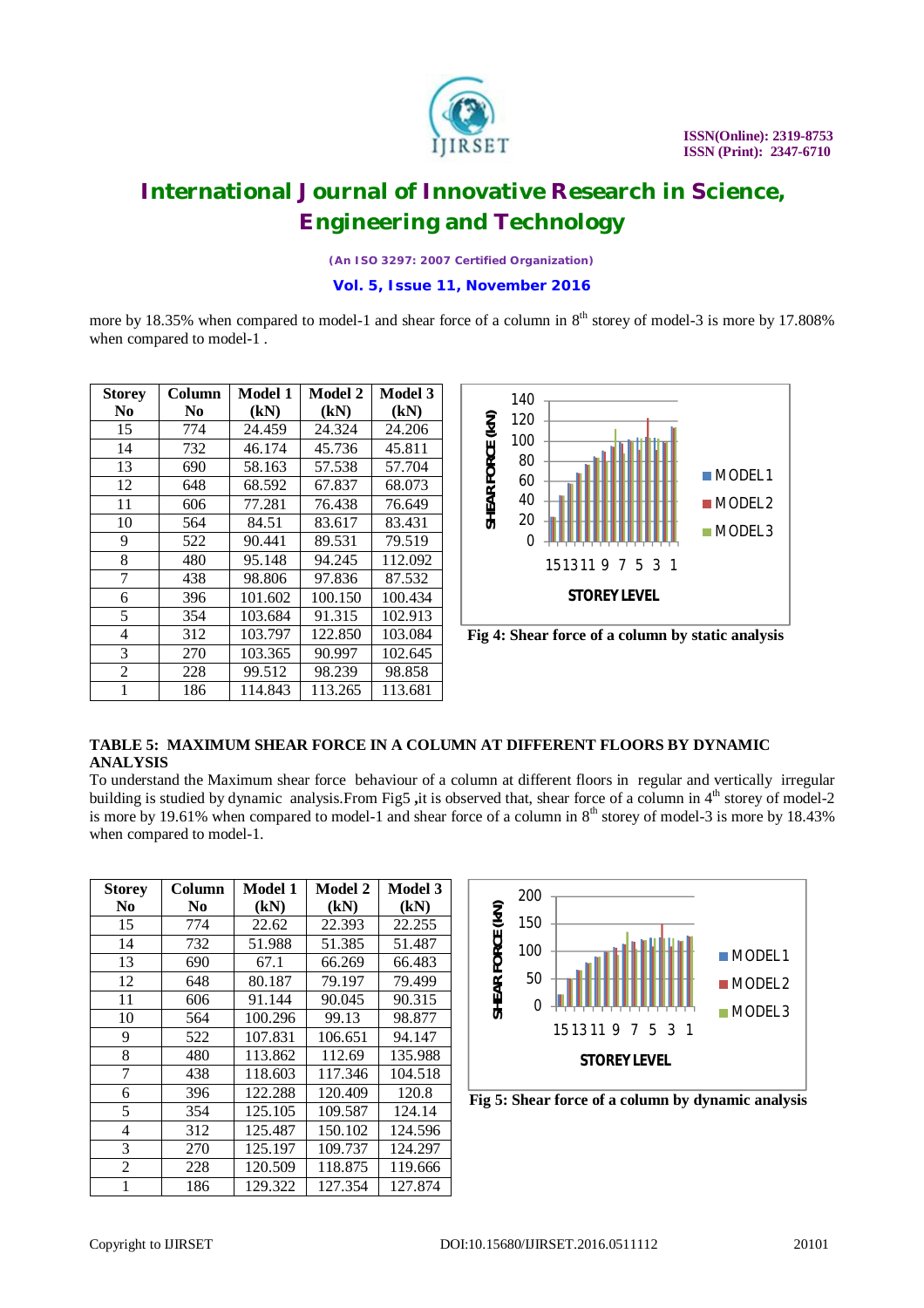more by 18.35% when compared to model-1 and shear force of a column in 8[th] storey of model-3 is more by 17.808% when compared to model-1 .

| Storey No | Column No | Model 1 (kN) | Model 2 (kN) | Model 3 (kN) |
|---|---|---|---|---|
| 15 | 774 | 24.459 | 24.324 | 24.206 |
| 14 | 732 | 46.174 | 45.736 | 45.811 |
| 13 | 690 | 58.163 | 57.538 | 57.704 |
| 12 | 648 | 68.592 | 67.837 | 68.073 |
| 11 | 606 | 77.281 | 76.438 | 76.649 |
| 10 | 564 | 84.51 | 83.617 | 83.431 |
| 9 | 522 | 90.441 | 89.531 | 79.519 |
| 8 | 480 | 95.148 | 94.245 | 112.092 |
| 7 | 438 | 98.806 | 97.836 | 87.532 |
| 6 | 396 | 101.602 | 100.150 | 100.434 |
| 5 | 354 | 103.684 | 91.315 | 102.913 |
| 4 | 312 | 103.797 | 122.850 | 103.084 |
| 3 | 270 | 103.365 | 90.997 | 102.645 |
| 2 | 228 | 99.512 | 98.239 | 98.858 |
| 1 | 186 | 114.843 | 113.265 | 113.681 |

Fig 4: Shear force of a column by static analysis

**TABLE 5: MAXIMUM SHEAR FORCE IN A COLUMN AT DIFFERENT FLOORS BY DYNAMIC ANALYSIS**

To understand the Maximum shear force behaviour of a column at different floors in regular and vertically irregular building is studied by dynamic analysis.From Fig5 ,it is observed that, shear force of a column in 4[th] storey of model-2 is more by 19.61% when compared to model-1 and shear force of a column in 8[th] storey of model-3 is more by 18.43% when compared to model-1.

| Storey No | Column No | Model 1 (kN) | Model 2 (kN) | Model 3 (kN) |
|---|---|---|---|---|
| 15 | 774 | 22.62 | 22.393 | 22.255 |
| 14 | 732 | 51.988 | 51.385 | 51.487 |
| 13 | 690 | 67.1 | 66.269 | 66.483 |
| 12 | 648 | 80.187 | 79.197 | 79.499 |
| 11 | 606 | 91.144 | 90.045 | 90.315 |
| 10 | 564 | 100.296 | 99.13 | 98.877 |
| 9 | 522 | 107.831 | 106.651 | 94.147 |
| 8 | 480 | 113.862 | 112.69 | 135.988 |
| 7 | 438 | 118.603 | 117.346 | 104.518 |
| 6 | 396 | 122.288 | 120.409 | 120.8 |
| 5 | 354 | 125.105 | 109.587 | 124.14 |
| 4 | 312 | 125.487 | 150.102 | 124.596 |
| 3 | 270 | 125.197 | 109.737 | 124.297 |
| 2 | 228 | 120.509 | 118.875 | 119.666 |
| 1 | 186 | 129.322 | 127.354 | 127.874 |

Fig 5: Shear force of a column by dynamic analysis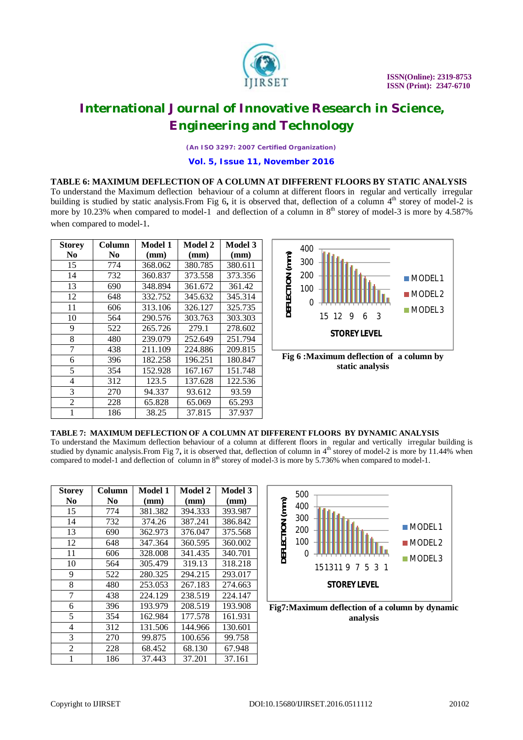### TABLE 6: MAXIMUM DEFLECTION OF A COLUMN AT DIFFERENT FLOORS BY STATIC ANALYSIS

To understand the Maximum deflection behaviour of a column at different floors in regular and vertically irregular building is studied by static analysis.From Fig 6**,** it is observed that, deflection of a column 4[th] storey of model-2 is more by 10.23% when compared to model-1 and deflection of a column in 8[th] storey of model-3 is more by 4.587% when compared to model-1.

| Storey No | Column No | Model 1 (mm) | Model 2 (mm) | Model 3 (mm) |
|---|---|---|---|---|
| 15 | 774 | 368.062 | 380.785 | 380.611 |
| 14 | 732 | 360.837 | 373.558 | 373.356 |
| 13 | 690 | 348.894 | 361.672 | 361.42 |
| 12 | 648 | 332.752 | 345.632 | 345.314 |
| 11 | 606 | 313.106 | 326.127 | 325.735 |
| 10 | 564 | 290.576 | 303.763 | 303.303 |
| 9 | 522 | 265.726 | 279.1 | 278.602 |
| 8 | 480 | 239.079 | 252.649 | 251.794 |
| 7 | 438 | 211.109 | 224.886 | 209.815 |
| 6 | 396 | 182.258 | 196.251 | 180.847 |
| 5 | 354 | 152.928 | 167.167 | 151.748 |
| 4 | 312 | 123.5 | 137.628 | 122.536 |
| 3 | 270 | 94.337 | 93.612 | 93.59 |
| 2 | 228 | 65.828 | 65.069 | 65.293 |
| 1 | 186 | 38.25 | 37.815 | 37.937 |

**Fig 6 :Maximum deflection of a column by static analysis**

### TABLE 7: MAXIMUM DEFLECTION OF A COLUMN AT DIFFERENT FLOORS BY DYNAMIC ANALYSIS

To understand the Maximum deflection behaviour of a column at different floors in regular and vertically irregular building is studied by dynamic analysis.From Fig 7**,** it is observed that, deflection of column in 4[th] storey of model-2 is more by 11.44% when compared to model-1 and deflection of column in 8[th] storey of model-3 is more by 5.736% when compared to model-1.

| Storey No | Column No | Model 1 (mm) | Model 2 (mm) | Model 3 (mm) |
|---|---|---|---|---|
| 15 | 774 | 381.382 | 394.333 | 393.987 |
| 14 | 732 | 374.26 | 387.241 | 386.842 |
| 13 | 690 | 362.973 | 376.047 | 375.568 |
| 12 | 648 | 347.364 | 360.595 | 360.002 |
| 11 | 606 | 328.008 | 341.435 | 340.701 |
| 10 | 564 | 305.479 | 319.13 | 318.218 |
| 9 | 522 | 280.325 | 294.215 | 293.017 |
| 8 | 480 | 253.053 | 267.183 | 274.663 |
| 7 | 438 | 224.129 | 238.519 | 224.147 |
| 6 | 396 | 193.979 | 208.519 | 193.908 |
| 5 | 354 | 162.984 | 177.578 | 161.931 |
| 4 | 312 | 131.506 | 144.966 | 130.601 |
| 3 | 270 | 99.875 | 100.656 | 99.758 |
| 2 | 228 | 68.452 | 68.130 | 67.948 |
| 1 | 186 | 37.443 | 37.201 | 37.161 |

**Fig7:Maximum deflection of a column by dynamic analysis**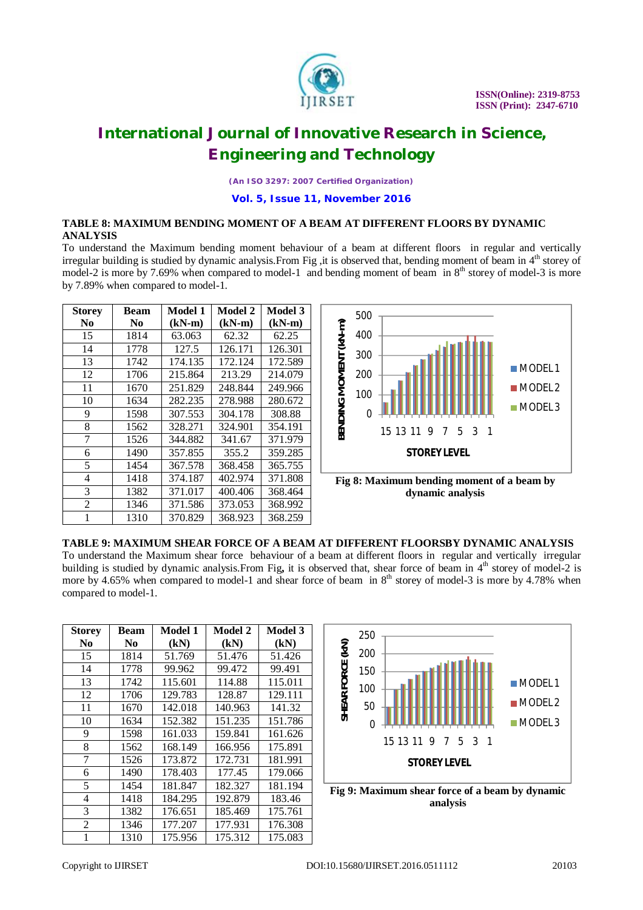### TABLE 8: MAXIMUM BENDING MOMENT OF A BEAM AT DIFFERENT FLOORS BY DYNAMIC ANALYSIS

To understand the Maximum bending moment behaviour of a beam at different floors in regular and vertically irregular building is studied by dynamic analysis.From Fig ,it is observed that, bending moment of beam in 4th storey of model-2 is more by 7.69% when compared to model-1 and bending moment of beam in 8th storey of model-3 is more by 7.89% when compared to model-1.

| Storey No | Beam No | Model 1 (kN-m) | Model 2 (kN-m) | Model 3 (kN-m) |
|---|---|---|---|---|
| 15 | 1814 | 63.063 | 62.32 | 62.25 |
| 14 | 1778 | 127.5 | 126.171 | 126.301 |
| 13 | 1742 | 174.135 | 172.124 | 172.589 |
| 12 | 1706 | 215.864 | 213.29 | 214.079 |
| 11 | 1670 | 251.829 | 248.844 | 249.966 |
| 10 | 1634 | 282.235 | 278.988 | 280.672 |
| 9 | 1598 | 307.553 | 304.178 | 308.88 |
| 8 | 1562 | 328.271 | 324.901 | 354.191 |
| 7 | 1526 | 344.882 | 341.67 | 371.979 |
| 6 | 1490 | 357.855 | 355.2 | 359.285 |
| 5 | 1454 | 367.578 | 368.458 | 365.755 |
| 4 | 1418 | 374.187 | 402.974 | 371.808 |
| 3 | 1382 | 371.017 | 400.406 | 368.464 |
| 2 | 1346 | 371.586 | 373.053 | 368.992 |
| 1 | 1310 | 370.829 | 368.923 | 368.259 |

**Fig 8: Maximum bending moment of a beam by dynamic analysis**

### TABLE 9: MAXIMUM SHEAR FORCE OF A BEAM AT DIFFERENT FLOORSBY DYNAMIC ANALYSIS

To understand the Maximum shear force behaviour of a beam at different floors in regular and vertically irregular building is studied by dynamic analysis.From Fig**,** it is observed that, shear force of beam in 4th storey of model-2 is more by 4.65% when compared to model-1 and shear force of beam in 8th storey of model-3 is more by 4.78% when compared to model-1.

| Storey No | Beam No | Model 1 (kN) | Model 2 (kN) | Model 3 (kN) |
|---|---|---|---|---|
| 15 | 1814 | 51.769 | 51.476 | 51.426 |
| 14 | 1778 | 99.962 | 99.472 | 99.491 |
| 13 | 1742 | 115.601 | 114.88 | 115.011 |
| 12 | 1706 | 129.783 | 128.87 | 129.111 |
| 11 | 1670 | 142.018 | 140.963 | 141.32 |
| 10 | 1634 | 152.382 | 151.235 | 151.786 |
| 9 | 1598 | 161.033 | 159.841 | 161.626 |
| 8 | 1562 | 168.149 | 166.956 | 175.891 |
| 7 | 1526 | 173.872 | 172.731 | 181.991 |
| 6 | 1490 | 178.403 | 177.45 | 179.066 |
| 5 | 1454 | 181.847 | 182.327 | 181.194 |
| 4 | 1418 | 184.295 | 192.879 | 183.46 |
| 3 | 1382 | 176.651 | 185.469 | 175.761 |
| 2 | 1346 | 177.207 | 177.931 | 176.308 |
| 1 | 1310 | 175.956 | 175.312 | 175.083 |

**Fig 9: Maximum shear force of a beam by dynamic analysis**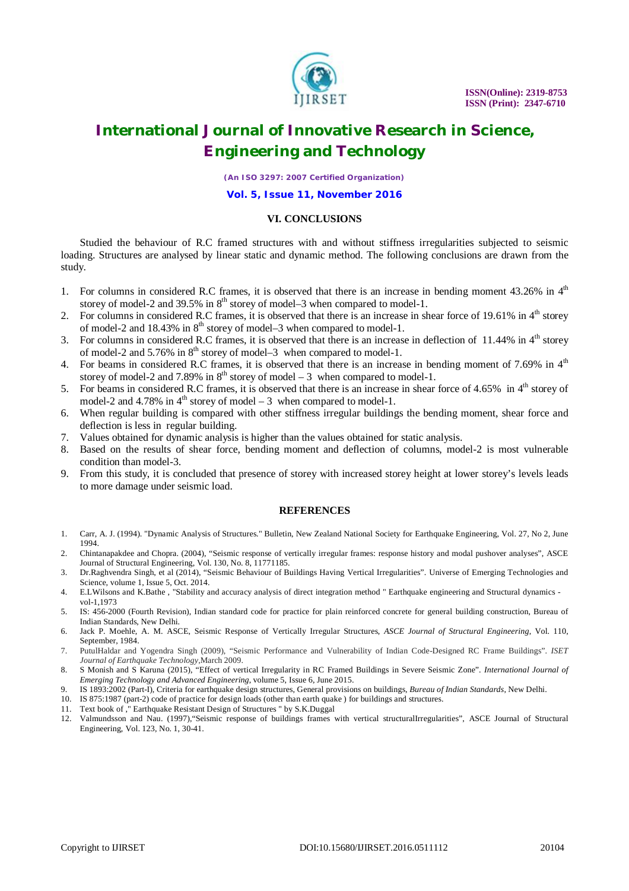## VI. CONCLUSIONS

Studied the behaviour of R.C framed structures with and without stiffness irregularities subjected to seismic loading. Structures are analysed by linear static and dynamic method. The following conclusions are drawn from the study.

1. For columns in considered R.C frames, it is observed that there is an increase in bending moment 43.26% in 4th storey of model-2 and 39.5% in 8th storey of model–3 when compared to model-1.
2. For columns in considered R.C frames, it is observed that there is an increase in shear force of 19.61% in 4th storey of model-2 and 18.43% in 8th storey of model–3 when compared to model-1.
3. For columns in considered R.C frames, it is observed that there is an increase in deflection of 11.44% in 4th storey of model-2 and 5.76% in 8th storey of model–3 when compared to model-1.
4. For beams in considered R.C frames, it is observed that there is an increase in bending moment of 7.69% in 4th storey of model-2 and 7.89% in 8th storey of model – 3 when compared to model-1.
5. For beams in considered R.C frames, it is observed that there is an increase in shear force of 4.65% in 4th storey of model-2 and 4.78% in 4th storey of model – 3 when compared to model-1.
6. When regular building is compared with other stiffness irregular buildings the bending moment, shear force and deflection is less in regular building.
7. Values obtained for dynamic analysis is higher than the values obtained for static analysis.
8. Based on the results of shear force, bending moment and deflection of columns, model-2 is most vulnerable condition than model-3.
9. From this study, it is concluded that presence of storey with increased storey height at lower storey's levels leads to more damage under seismic load.

## REFERENCES

1. Carr, A. J. (1994). "Dynamic Analysis of Structures." Bulletin, New Zealand National Society for Earthquake Engineering, Vol. 27, No 2, June 1994.
2. Chintanapakdee and Chopra. (2004), "Seismic response of vertically irregular frames: response history and modal pushover analyses", ASCE Journal of Structural Engineering, Vol. 130, No. 8, 11771185.
3. Dr.Raghvendra Singh, et al (2014), "Seismic Behaviour of Buildings Having Vertical Irregularities". Universe of Emerging Technologies and Science, volume 1, Issue 5, Oct. 2014.
4. E.LWilsons and K.Bathe , "Stability and accuracy analysis of direct integration method " Earthquake engineering and Structural dynamics - vol-1,1973
5. IS: 456-2000 (Fourth Revision), Indian standard code for practice for plain reinforced concrete for general building construction, Bureau of Indian Standards, New Delhi.
6. Jack P. Moehle, A. M. ASCE, Seismic Response of Vertically Irregular Structures, *ASCE Journal of Structural Engineering*, Vol. 110, September, 1984.
7. PutulHaldar and Yogendra Singh (2009), "Seismic Performance and Vulnerability of Indian Code-Designed RC Frame Buildings". *ISET Journal of Earthquake Technology*,March 2009.
8. S Monish and S Karuna (2015), "Effect of vertical Irregularity in RC Framed Buildings in Severe Seismic Zone". *International Journal of Emerging Technology and Advanced Engineering*, volume 5, Issue 6, June 2015.
9. IS 1893:2002 (Part-I), Criteria for earthquake design structures, General provisions on buildings, *Bureau of Indian Standards*, New Delhi.
10. IS 875:1987 (part-2) code of practice for design loads (other than earth quake ) for buildings and structures.
11. Text book of ," Earthquake Resistant Design of Structures " by S.K.Duggal
12. Valmundsson and Nau. (1997),"Seismic response of buildings frames with vertical structuralIrregularities", ASCE Journal of Structural Engineering, Vol. 123, No. 1, 30-41.